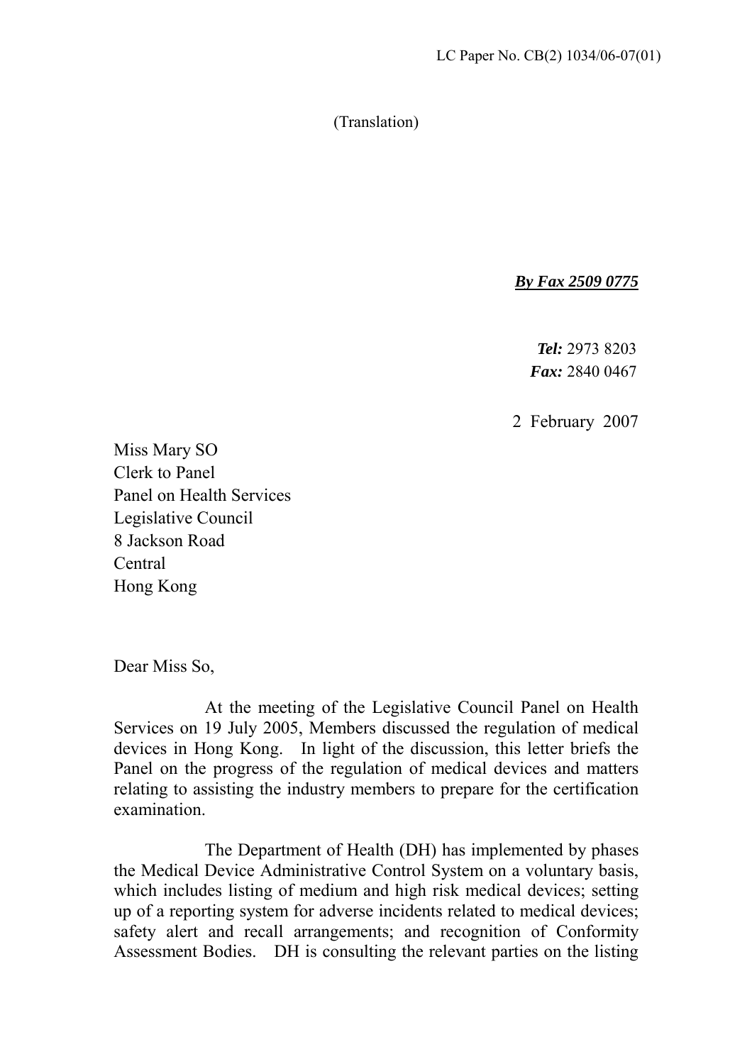LC Paper No. CB(2) 1034/06-07(01)

(Translation)

***By Fax 2509 0775***

***Tel:*** 2973 8203
***Fax:*** 2840 0467

2 February 2007

Miss Mary SO
Clerk to Panel
Panel on Health Services
Legislative Council
8 Jackson Road
Central
Hong Kong

Dear Miss So,

At the meeting of the Legislative Council Panel on Health Services on 19 July 2005, Members discussed the regulation of medical devices in Hong Kong. In light of the discussion, this letter briefs the Panel on the progress of the regulation of medical devices and matters relating to assisting the industry members to prepare for the certification examination.

The Department of Health (DH) has implemented by phases the Medical Device Administrative Control System on a voluntary basis, which includes listing of medium and high risk medical devices; setting up of a reporting system for adverse incidents related to medical devices; safety alert and recall arrangements; and recognition of Conformity Assessment Bodies. DH is consulting the relevant parties on the listing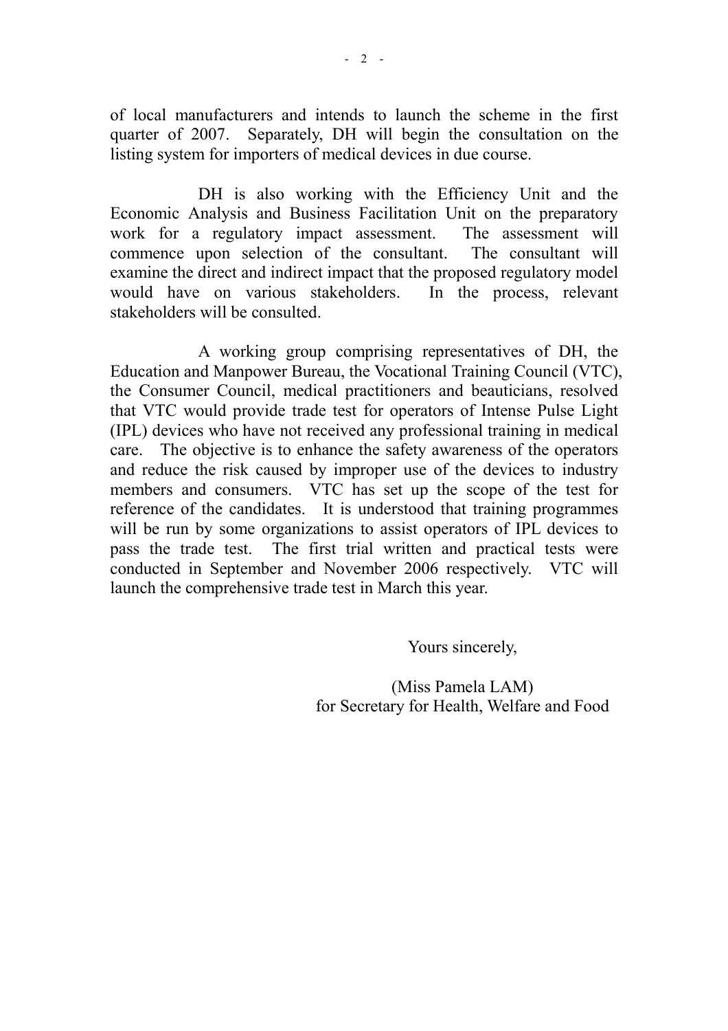of local manufacturers and intends to launch the scheme in the first quarter of 2007. Separately, DH will begin the consultation on the listing system for importers of medical devices in due course.

DH is also working with the Efficiency Unit and the Economic Analysis and Business Facilitation Unit on the preparatory work for a regulatory impact assessment. The assessment will commence upon selection of the consultant. The consultant will examine the direct and indirect impact that the proposed regulatory model would have on various stakeholders. In the process, relevant stakeholders will be consulted.

A working group comprising representatives of DH, the Education and Manpower Bureau, the Vocational Training Council (VTC), the Consumer Council, medical practitioners and beauticians, resolved that VTC would provide trade test for operators of Intense Pulse Light (IPL) devices who have not received any professional training in medical care. The objective is to enhance the safety awareness of the operators and reduce the risk caused by improper use of the devices to industry members and consumers. VTC has set up the scope of the test for reference of the candidates. It is understood that training programmes will be run by some organizations to assist operators of IPL devices to pass the trade test. The first trial written and practical tests were conducted in September and November 2006 respectively. VTC will launch the comprehensive trade test in March this year.

Yours sincerely,

(Miss Pamela LAM)
for Secretary for Health, Welfare and Food